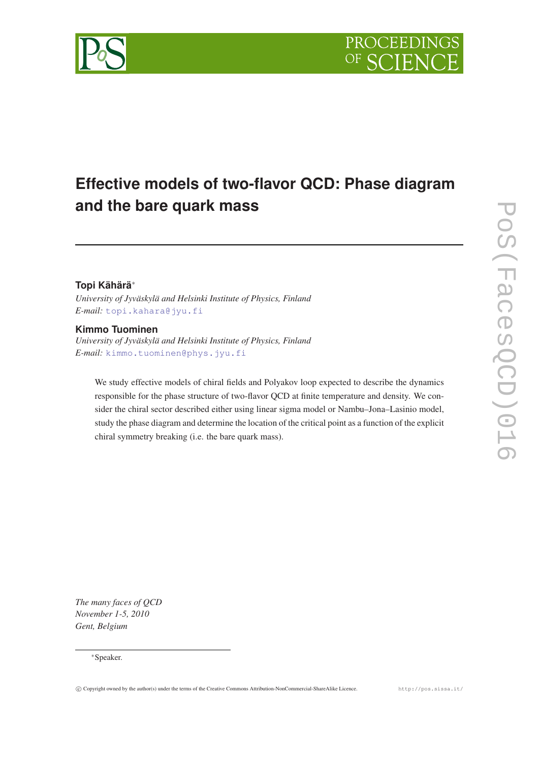# Effective models of two-flavor QCD: Phase diagram and the bare quark mass

**Topi Kähärä***

*University of Jyväskylä and Helsinki Institute of Physics, Finland*
*E-mail:* topi.kahara@jyu.fi

**Kimmo Tuominen**

*University of Jyväskylä and Helsinki Institute of Physics, Finland*
*E-mail:* kimmo.tuominen@phys.jyu.fi

We study effective models of chiral fields and Polyakov loop expected to describe the dynamics responsible for the phase structure of two-flavor QCD at finite temperature and density. We consider the chiral sector described either using linear sigma model or Nambu–Jona–Lasinio model, study the phase diagram and determine the location of the critical point as a function of the explicit chiral symmetry breaking (i.e. the bare quark mass).

*The many faces of QCD*
*November 1-5, 2010*
*Gent, Belgium*

*Speaker.

© Copyright owned by the author(s) under the terms of the Creative Commons Attribution-NonCommercial-ShareAlike Licence. http://pos.sissa.it/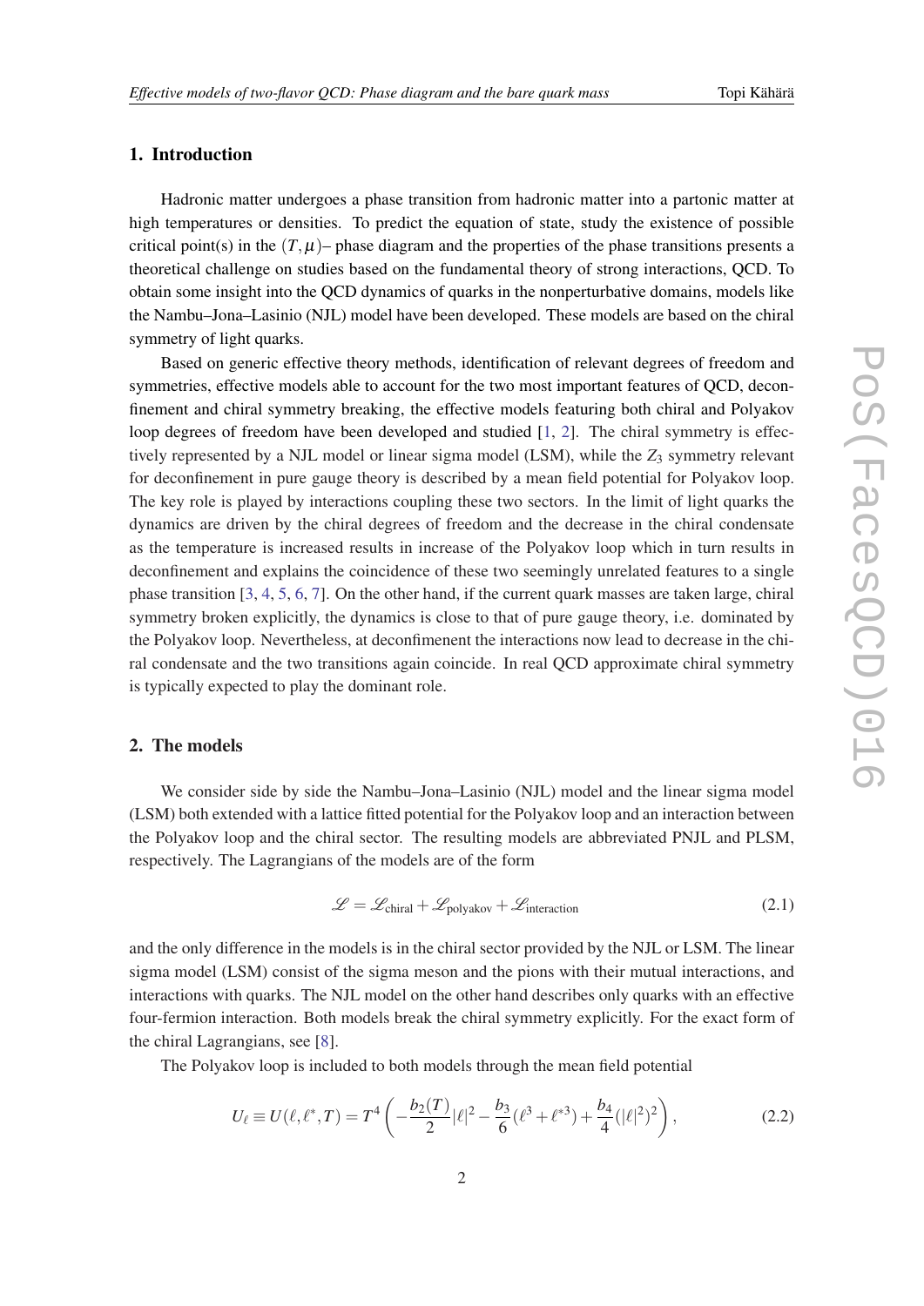## 1. Introduction

Hadronic matter undergoes a phase transition from hadronic matter into a partonic matter at high temperatures or densities. To predict the equation of state, study the existence of possible critical point(s) in the $(T,\mu)$– phase diagram and the properties of the phase transitions presents a theoretical challenge on studies based on the fundamental theory of strong interactions, QCD. To obtain some insight into the QCD dynamics of quarks in the nonperturbative domains, models like the Nambu–Jona–Lasinio (NJL) model have been developed. These models are based on the chiral symmetry of light quarks.

Based on generic effective theory methods, identification of relevant degrees of freedom and symmetries, effective models able to account for the two most important features of QCD, deconfinement and chiral symmetry breaking, the effective models featuring both chiral and Polyakov loop degrees of freedom have been developed and studied [1, 2]. The chiral symmetry is effectively represented by a NJL model or linear sigma model (LSM), while the $Z_3$ symmetry relevant for deconfinement in pure gauge theory is described by a mean field potential for Polyakov loop. The key role is played by interactions coupling these two sectors. In the limit of light quarks the dynamics are driven by the chiral degrees of freedom and the decrease in the chiral condensate as the temperature is increased results in increase of the Polyakov loop which in turn results in deconfinement and explains the coincidence of these two seemingly unrelated features to a single phase transition [3, 4, 5, 6, 7]. On the other hand, if the current quark masses are taken large, chiral symmetry broken explicitly, the dynamics is close to that of pure gauge theory, i.e. dominated by the Polyakov loop. Nevertheless, at deconfinement the interactions now lead to decrease in the chiral condensate and the two transitions again coincide. In real QCD approximate chiral symmetry is typically expected to play the dominant role.

## 2. The models

We consider side by side the Nambu–Jona–Lasinio (NJL) model and the linear sigma model (LSM) both extended with a lattice fitted potential for the Polyakov loop and an interaction between the Polyakov loop and the chiral sector. The resulting models are abbreviated PNJL and PLSM, respectively. The Lagrangians of the models are of the form

$$\mathscr{L} = \mathscr{L}_{\text{chiral}} + \mathscr{L}_{\text{polyakov}} + \mathscr{L}_{\text{interaction}} \tag{2.1}$$

and the only difference in the models is in the chiral sector provided by the NJL or LSM. The linear sigma model (LSM) consist of the sigma meson and the pions with their mutual interactions, and interactions with quarks. The NJL model on the other hand describes only quarks with an effective four-fermion interaction. Both models break the chiral symmetry explicitly. For the exact form of the chiral Lagrangians, see [8].

The Polyakov loop is included to both models through the mean field potential

$$U_\ell \equiv U(\ell,\ell^*,T) = T^4\left(-\frac{b_2(T)}{2}|\ell|^2 - \frac{b_3}{6}(\ell^3+\ell^{*3}) + \frac{b_4}{4}(|\ell|^2)^2\right), \tag{2.2}$$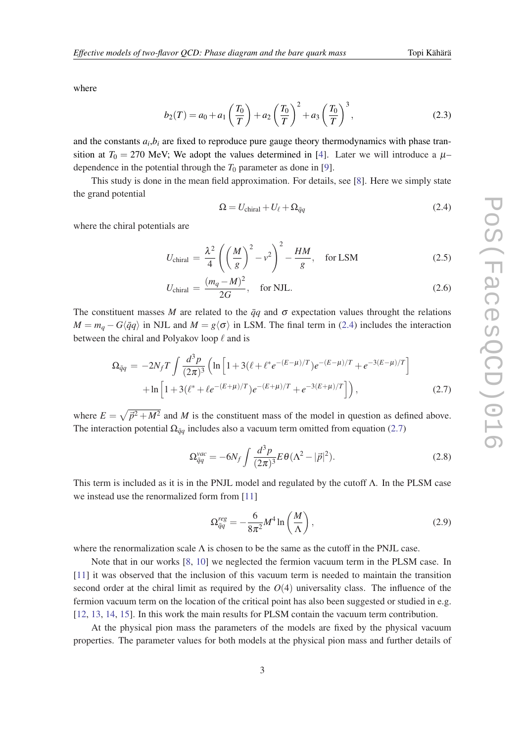where

$$b_2(T) = a_0 + a_1\left(\frac{T_0}{T}\right) + a_2\left(\frac{T_0}{T}\right)^2 + a_3\left(\frac{T_0}{T}\right)^3, \tag{2.3}$$

and the constants $a_i$,$b_i$ are fixed to reproduce pure gauge theory thermodynamics with phase transition at $T_0 = 270$ MeV; We adopt the values determined in [4]. Later we will introduce a $\mu$–dependence in the potential through the $T_0$ parameter as done in [9].

This study is done in the mean field approximation. For details, see [8]. Here we simply state the grand potential

$$\Omega = U_{\text{chiral}} + U_\ell + \Omega_{\bar{q}q} \tag{2.4}$$

where the chiral potentials are

$$U_{\text{chiral}} = \frac{\lambda^2}{4}\left(\left(\frac{M}{g}\right)^2 - v^2\right)^2 - \frac{HM}{g}, \quad \text{for LSM} \tag{2.5}$$

$$U_{\text{chiral}} = \frac{(m_q - M)^2}{2G}, \quad \text{for NJL.} \tag{2.6}$$

The constituent masses $M$ are related to the $\bar{q}q$ and $\sigma$ expectation values throught the relations $M = m_q - G\langle\bar{q}q\rangle$ in NJL and $M = g\langle\sigma\rangle$ in LSM. The final term in (2.4) includes the interaction between the chiral and Polyakov loop $\ell$ and is

$$\begin{aligned}\Omega_{\bar{q}q} = &-2N_f T \int \frac{d^3p}{(2\pi)^3}\left(\ln\left[1 + 3(\ell + \ell^* e^{-(E-\mu)/T})e^{-(E-\mu)/T} + e^{-3(E-\mu)/T}\right]\right.\\ &\left.+ \ln\left[1 + 3(\ell^* + \ell e^{-(E+\mu)/T})e^{-(E+\mu)/T} + e^{-3(E+\mu)/T}\right]\right),\end{aligned} \tag{2.7}$$

where $E = \sqrt{\vec{p}^2 + M^2}$ and $M$ is the constituent mass of the model in question as defined above. The interaction potential $\Omega_{\bar{q}q}$ includes also a vacuum term omitted from equation (2.7)

$$\Omega_{\bar{q}q}^{vac} = -6N_f \int \frac{d^3p}{(2\pi)^3} E\theta(\Lambda^2 - |\vec{p}|^2). \tag{2.8}$$

This term is included as it is in the PNJL model and regulated by the cutoff $\Lambda$. In the PLSM case we instead use the renormalized form from [11]

$$\Omega_{\bar{q}q}^{reg} = -\frac{6}{8\pi^2} M^4 \ln\left(\frac{M}{\Lambda}\right), \tag{2.9}$$

where the renormalization scale $\Lambda$ is chosen to be the same as the cutoff in the PNJL case.

Note that in our works [8, 10] we neglected the fermion vacuum term in the PLSM case. In [11] it was observed that the inclusion of this vacuum term is needed to maintain the transition second order at the chiral limit as required by the $O(4)$ universality class. The influence of the fermion vacuum term on the location of the critical point has also been suggested or studied in e.g. [12, 13, 14, 15]. In this work the main results for PLSM contain the vacuum term contribution.

At the physical pion mass the parameters of the models are fixed by the physical vacuum properties. The parameter values for both models at the physical pion mass and further details of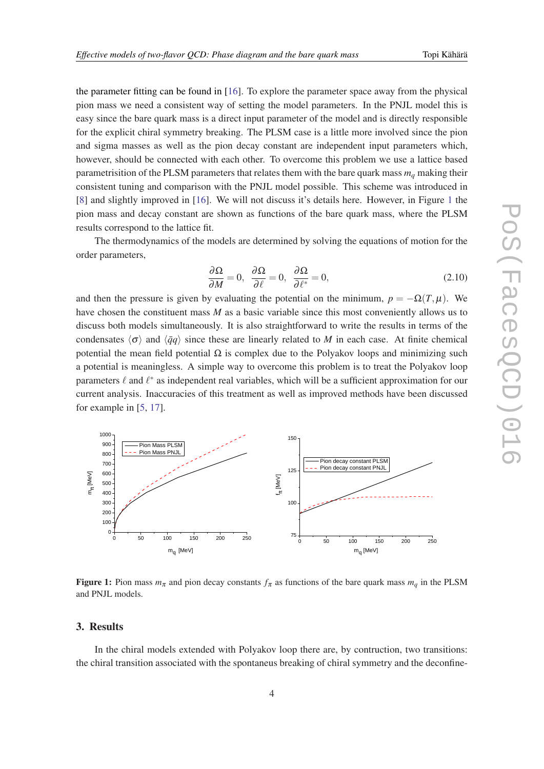the parameter fitting can be found in [16]. To explore the parameter space away from the physical pion mass we need a consistent way of setting the model parameters. In the PNJL model this is easy since the bare quark mass is a direct input parameter of the model and is directly responsible for the explicit chiral symmetry breaking. The PLSM case is a little more involved since the pion and sigma masses as well as the pion decay constant are independent input parameters which, however, should be connected with each other. To overcome this problem we use a lattice based parametrisition of the PLSM parameters that relates them with the bare quark mass $m_q$ making their consistent tuning and comparison with the PNJL model possible. This scheme was introduced in [8] and slightly improved in [16]. We will not discuss it's details here. However, in Figure 1 the pion mass and decay constant are shown as functions of the bare quark mass, where the PLSM results correspond to the lattice fit.

The thermodynamics of the models are determined by solving the equations of motion for the order parameters,

$$\frac{\partial \Omega}{\partial M} = 0, \quad \frac{\partial \Omega}{\partial \ell} = 0, \quad \frac{\partial \Omega}{\partial \ell^*} = 0, \tag{2.10}$$

and then the pressure is given by evaluating the potential on the minimum, $p = -\Omega(T, \mu)$. We have chosen the constituent mass $M$ as a basic variable since this most conveniently allows us to discuss both models simultaneously. It is also straightforward to write the results in terms of the condensates $\langle \sigma \rangle$ and $\langle \bar{q}q \rangle$ since these are linearly related to $M$ in each case. At finite chemical potential the mean field potential $\Omega$ is complex due to the Polyakov loops and minimizing such a potential is meaningless. A simple way to overcome this problem is to treat the Polyakov loop parameters $\ell$ and $\ell^*$ as independent real variables, which will be a sufficient approximation for our current analysis. Inaccuracies of this treatment as well as improved methods have been discussed for example in [5, 17].

**Figure 1:** Pion mass $m_\pi$ and pion decay constants $f_\pi$ as functions of the bare quark mass $m_q$ in the PLSM and PNJL models.

## 3. Results

In the chiral models extended with Polyakov loop there are, by contruction, two transitions: the chiral transition associated with the spontaneus breaking of chiral symmetry and the deconfine-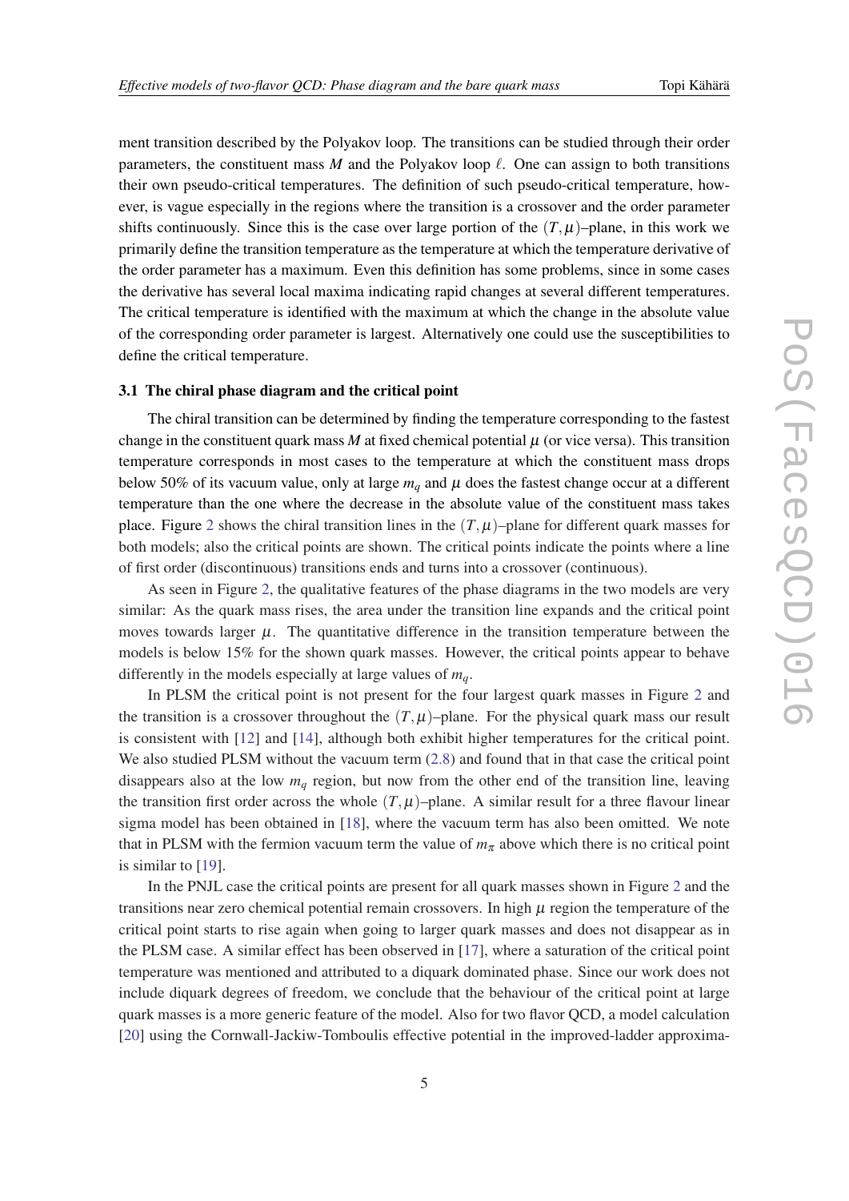ment transition described by the Polyakov loop. The transitions can be studied through their order parameters, the constituent mass $M$ and the Polyakov loop $\ell$. One can assign to both transitions their own pseudo-critical temperatures. The definition of such pseudo-critical temperature, however, is vague especially in the regions where the transition is a crossover and the order parameter shifts continuously. Since this is the case over large portion of the $(T,\mu)$–plane, in this work we primarily define the transition temperature as the temperature at which the temperature derivative of the order parameter has a maximum. Even this definition has some problems, since in some cases the derivative has several local maxima indicating rapid changes at several different temperatures. The critical temperature is identified with the maximum at which the change in the absolute value of the corresponding order parameter is largest. Alternatively one could use the susceptibilities to define the critical temperature.

### 3.1 The chiral phase diagram and the critical point

The chiral transition can be determined by finding the temperature corresponding to the fastest change in the constituent quark mass $M$ at fixed chemical potential $\mu$ (or vice versa). This transition temperature corresponds in most cases to the temperature at which the constituent mass drops below 50% of its vacuum value, only at large $m_q$ and $\mu$ does the fastest change occur at a different temperature than the one where the decrease in the absolute value of the constituent mass takes place. Figure 2 shows the chiral transition lines in the $(T,\mu)$–plane for different quark masses for both models; also the critical points are shown. The critical points indicate the points where a line of first order (discontinuous) transitions ends and turns into a crossover (continuous).

As seen in Figure 2, the qualitative features of the phase diagrams in the two models are very similar: As the quark mass rises, the area under the transition line expands and the critical point moves towards larger $\mu$. The quantitative difference in the transition temperature between the models is below 15% for the shown quark masses. However, the critical points appear to behave differently in the models especially at large values of $m_q$.

In PLSM the critical point is not present for the four largest quark masses in Figure 2 and the transition is a crossover throughout the $(T,\mu)$–plane. For the physical quark mass our result is consistent with [12] and [14], although both exhibit higher temperatures for the critical point. We also studied PLSM without the vacuum term (2.8) and found that in that case the critical point disappears also at the low $m_q$ region, but now from the other end of the transition line, leaving the transition first order across the whole $(T,\mu)$–plane. A similar result for a three flavour linear sigma model has been obtained in [18], where the vacuum term has also been omitted. We note that in PLSM with the fermion vacuum term the value of $m_\pi$ above which there is no critical point is similar to [19].

In the PNJL case the critical points are present for all quark masses shown in Figure 2 and the transitions near zero chemical potential remain crossovers. In high $\mu$ region the temperature of the critical point starts to rise again when going to larger quark masses and does not disappear as in the PLSM case. A similar effect has been observed in [17], where a saturation of the critical point temperature was mentioned and attributed to a diquark dominated phase. Since our work does not include diquark degrees of freedom, we conclude that the behaviour of the critical point at large quark masses is a more generic feature of the model. Also for two flavor QCD, a model calculation [20] using the Cornwall-Jackiw-Tomboulis effective potential in the improved-ladder approxima-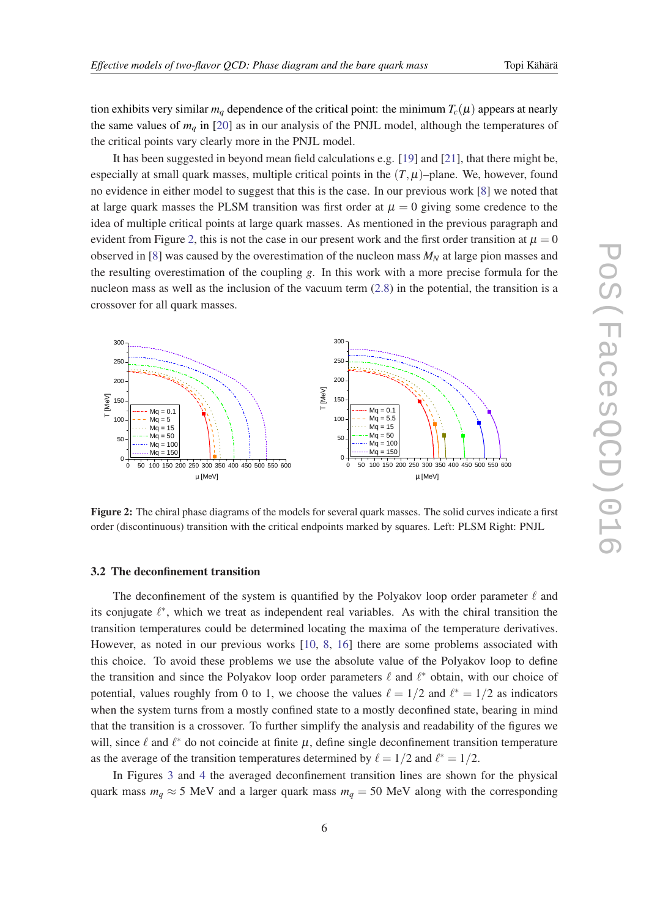tion exhibits very similar $m_q$ dependence of the critical point: the minimum $T_c(\mu)$ appears at nearly the same values of $m_q$ in [20] as in our analysis of the PNJL model, although the temperatures of the critical points vary clearly more in the PNJL model.

It has been suggested in beyond mean field calculations e.g. [19] and [21], that there might be, especially at small quark masses, multiple critical points in the $(T,\mu)$–plane. We, however, found no evidence in either model to suggest that this is the case. In our previous work [8] we noted that at large quark masses the PLSM transition was first order at $\mu = 0$ giving some credence to the idea of multiple critical points at large quark masses. As mentioned in the previous paragraph and evident from Figure 2, this is not the case in our present work and the first order transition at $\mu = 0$ observed in [8] was caused by the overestimation of the nucleon mass $M_N$ at large pion masses and the resulting overestimation of the coupling $g$. In this work with a more precise formula for the nucleon mass as well as the inclusion of the vacuum term (2.8) in the potential, the transition is a crossover for all quark masses.

**Figure 2:** The chiral phase diagrams of the models for several quark masses. The solid curves indicate a first order (discontinuous) transition with the critical endpoints marked by squares. Left: PLSM Right: PNJL

### 3.2 The deconfinement transition

The deconfinement of the system is quantified by the Polyakov loop order parameter $\ell$ and its conjugate $\ell^*$, which we treat as independent real variables. As with the chiral transition the transition temperatures could be determined locating the maxima of the temperature derivatives. However, as noted in our previous works [10, 8, 16] there are some problems associated with this choice. To avoid these problems we use the absolute value of the Polyakov loop to define the transition and since the Polyakov loop order parameters $\ell$ and $\ell^*$ obtain, with our choice of potential, values roughly from 0 to 1, we choose the values $\ell = 1/2$ and $\ell^* = 1/2$ as indicators when the system turns from a mostly confined state to a mostly deconfined state, bearing in mind that the transition is a crossover. To further simplify the analysis and readability of the figures we will, since $\ell$ and $\ell^*$ do not coincide at finite $\mu$, define single deconfinement transition temperature as the average of the transition temperatures determined by $\ell = 1/2$ and $\ell^* = 1/2$.

In Figures 3 and 4 the averaged deconfinement transition lines are shown for the physical quark mass $m_q \approx 5$ MeV and a larger quark mass $m_q = 50$ MeV along with the corresponding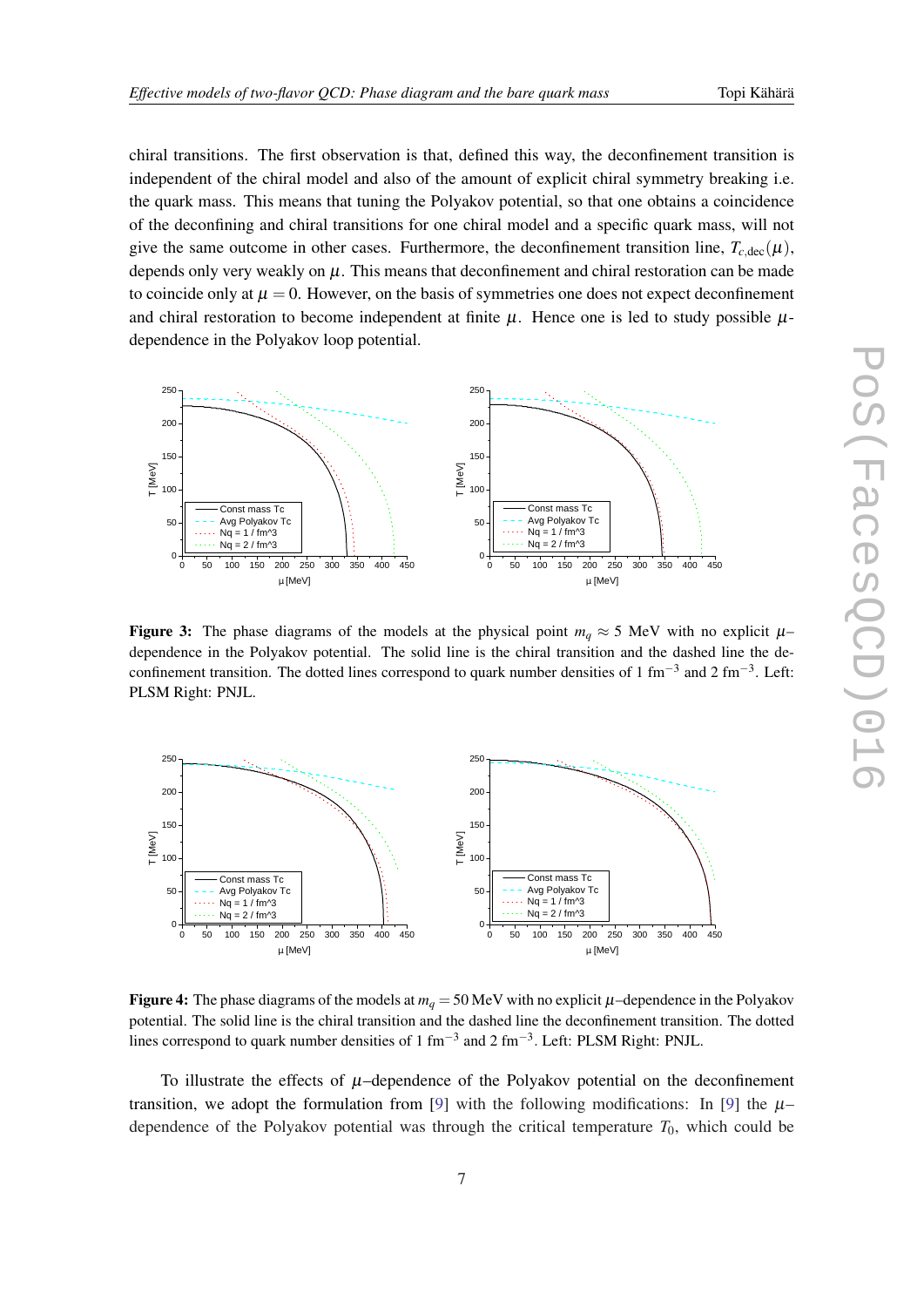chiral transitions. The first observation is that, defined this way, the deconfinement transition is independent of the chiral model and also of the amount of explicit chiral symmetry breaking i.e. the quark mass. This means that tuning the Polyakov potential, so that one obtains a coincidence of the deconfining and chiral transitions for one chiral model and a specific quark mass, will not give the same outcome in other cases. Furthermore, the deconfinement transition line, $T_{c,\text{dec}}(\mu)$, depends only very weakly on $\mu$. This means that deconfinement and chiral restoration can be made to coincide only at $\mu = 0$. However, on the basis of symmetries one does not expect deconfinement and chiral restoration to become independent at finite $\mu$. Hence one is led to study possible $\mu$-dependence in the Polyakov loop potential.

**Figure 3:** The phase diagrams of the models at the physical point $m_q \approx 5$ MeV with no explicit $\mu$–dependence in the Polyakov potential. The solid line is the chiral transition and the dashed line the deconfinement transition. The dotted lines correspond to quark number densities of 1 fm$^{-3}$ and 2 fm$^{-3}$. Left: PLSM Right: PNJL.

**Figure 4:** The phase diagrams of the models at $m_q = 50$ MeV with no explicit $\mu$–dependence in the Polyakov potential. The solid line is the chiral transition and the dashed line the deconfinement transition. The dotted lines correspond to quark number densities of 1 fm$^{-3}$ and 2 fm$^{-3}$. Left: PLSM Right: PNJL.

To illustrate the effects of $\mu$–dependence of the Polyakov potential on the deconfinement transition, we adopt the formulation from [9] with the following modifications: In [9] the $\mu$–dependence of the Polyakov potential was through the critical temperature $T_0$, which could be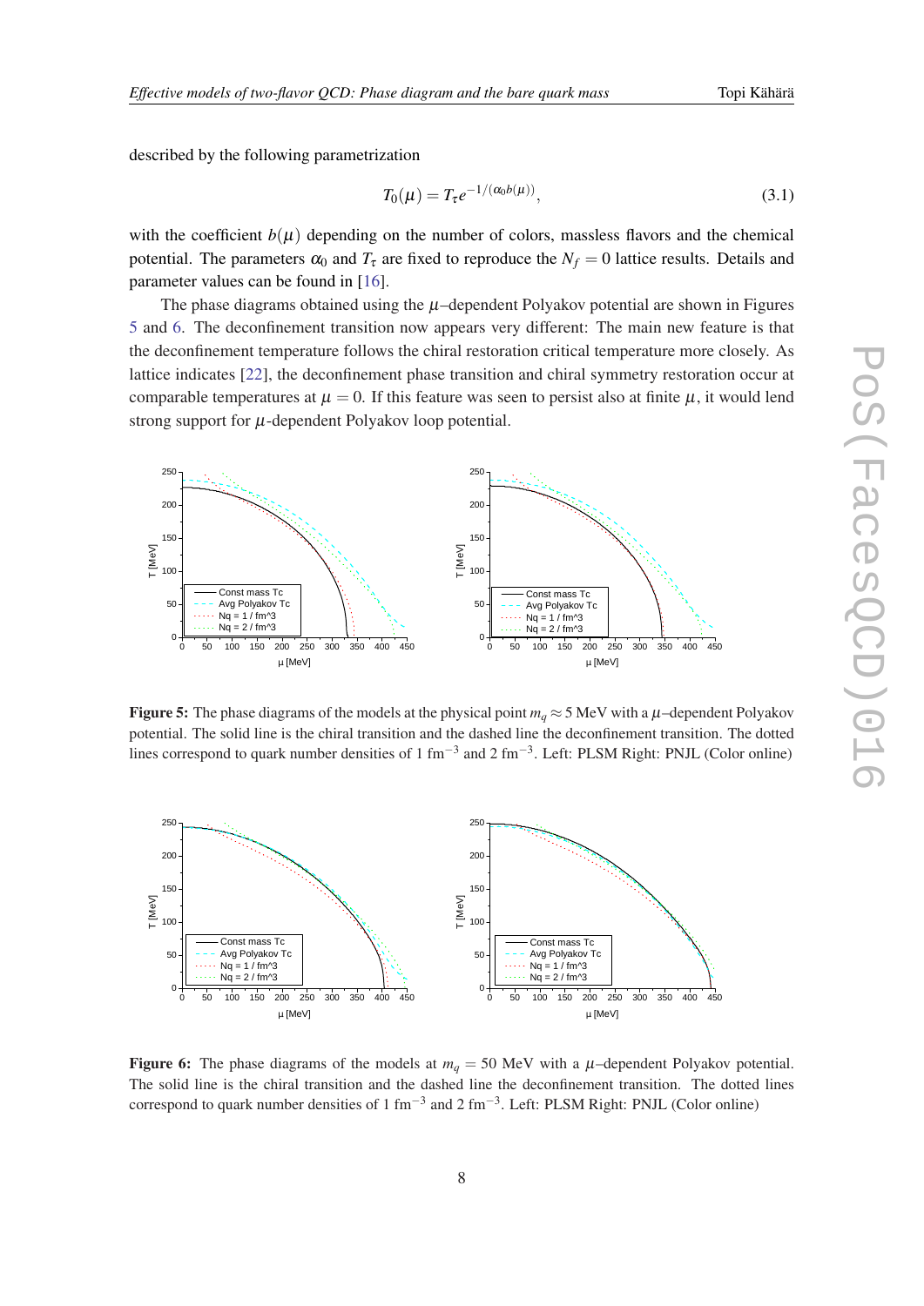described by the following parametrization

$$T_0(\mu) = T_\tau e^{-1/(\alpha_0 b(\mu))}, \tag{3.1}$$

with the coefficient $b(\mu)$ depending on the number of colors, massless flavors and the chemical potential. The parameters $\alpha_0$ and $T_\tau$ are fixed to reproduce the $N_f = 0$ lattice results. Details and parameter values can be found in [16].

The phase diagrams obtained using the $\mu$–dependent Polyakov potential are shown in Figures 5 and 6. The deconfinement transition now appears very different: The main new feature is that the deconfinement temperature follows the chiral restoration critical temperature more closely. As lattice indicates [22], the deconfinement phase transition and chiral symmetry restoration occur at comparable temperatures at $\mu = 0$. If this feature was seen to persist also at finite $\mu$, it would lend strong support for $\mu$-dependent Polyakov loop potential.

**Figure 5:** The phase diagrams of the models at the physical point $m_q \approx 5$ MeV with a $\mu$–dependent Polyakov potential. The solid line is the chiral transition and the dashed line the deconfinement transition. The dotted lines correspond to quark number densities of 1 fm$^{-3}$ and 2 fm$^{-3}$. Left: PLSM Right: PNJL (Color online)

**Figure 6:** The phase diagrams of the models at $m_q = 50$ MeV with a $\mu$–dependent Polyakov potential. The solid line is the chiral transition and the dashed line the deconfinement transition. The dotted lines correspond to quark number densities of 1 fm$^{-3}$ and 2 fm$^{-3}$. Left: PLSM Right: PNJL (Color online)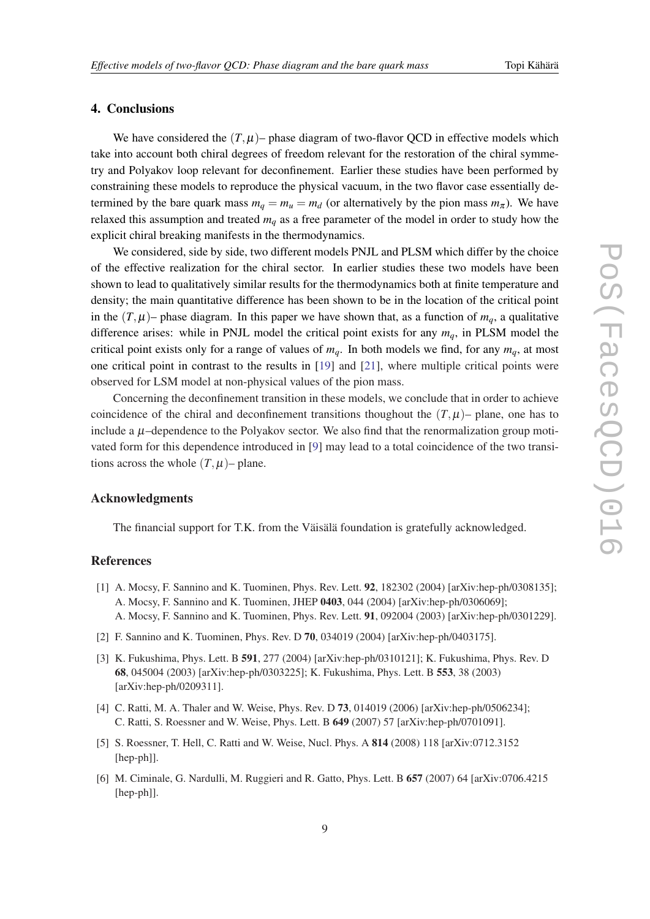## 4. Conclusions

We have considered the $(T,\mu)$– phase diagram of two-flavor QCD in effective models which take into account both chiral degrees of freedom relevant for the restoration of the chiral symmetry and Polyakov loop relevant for deconfinement. Earlier these studies have been performed by constraining these models to reproduce the physical vacuum, in the two flavor case essentially determined by the bare quark mass $m_q = m_u = m_d$ (or alternatively by the pion mass $m_\pi$). We have relaxed this assumption and treated $m_q$ as a free parameter of the model in order to study how the explicit chiral breaking manifests in the thermodynamics.

We considered, side by side, two different models PNJL and PLSM which differ by the choice of the effective realization for the chiral sector. In earlier studies these two models have been shown to lead to qualitatively similar results for the thermodynamics both at finite temperature and density; the main quantitative difference has been shown to be in the location of the critical point in the $(T,\mu)$– phase diagram. In this paper we have shown that, as a function of $m_q$, a qualitative difference arises: while in PNJL model the critical point exists for any $m_q$, in PLSM model the critical point exists only for a range of values of $m_q$. In both models we find, for any $m_q$, at most one critical point in contrast to the results in [19] and [21], where multiple critical points were observed for LSM model at non-physical values of the pion mass.

Concerning the deconfinement transition in these models, we conclude that in order to achieve coincidence of the chiral and deconfinement transitions thoughout the $(T,\mu)$– plane, one has to include a $\mu$–dependence to the Polyakov sector. We also find that the renormalization group motivated form for this dependence introduced in [9] may lead to a total coincidence of the two transitions across the whole $(T,\mu)$– plane.

## Acknowledgments

The financial support for T.K. from the Väisälä foundation is gratefully acknowledged.

## References

[1] A. Mocsy, F. Sannino and K. Tuominen, Phys. Rev. Lett. **92**, 182302 (2004) [arXiv:hep-ph/0308135]; A. Mocsy, F. Sannino and K. Tuominen, JHEP **0403**, 044 (2004) [arXiv:hep-ph/0306069]; A. Mocsy, F. Sannino and K. Tuominen, Phys. Rev. Lett. **91**, 092004 (2003) [arXiv:hep-ph/0301229].

[2] F. Sannino and K. Tuominen, Phys. Rev. D **70**, 034019 (2004) [arXiv:hep-ph/0403175].

[3] K. Fukushima, Phys. Lett. B **591**, 277 (2004) [arXiv:hep-ph/0310121]; K. Fukushima, Phys. Rev. D **68**, 045004 (2003) [arXiv:hep-ph/0303225]; K. Fukushima, Phys. Lett. B **553**, 38 (2003) [arXiv:hep-ph/0209311].

[4] C. Ratti, M. A. Thaler and W. Weise, Phys. Rev. D **73**, 014019 (2006) [arXiv:hep-ph/0506234]; C. Ratti, S. Roessner and W. Weise, Phys. Lett. B **649** (2007) 57 [arXiv:hep-ph/0701091].

[5] S. Roessner, T. Hell, C. Ratti and W. Weise, Nucl. Phys. A **814** (2008) 118 [arXiv:0712.3152 [hep-ph]].

[6] M. Ciminale, G. Nardulli, M. Ruggieri and R. Gatto, Phys. Lett. B **657** (2007) 64 [arXiv:0706.4215 [hep-ph]].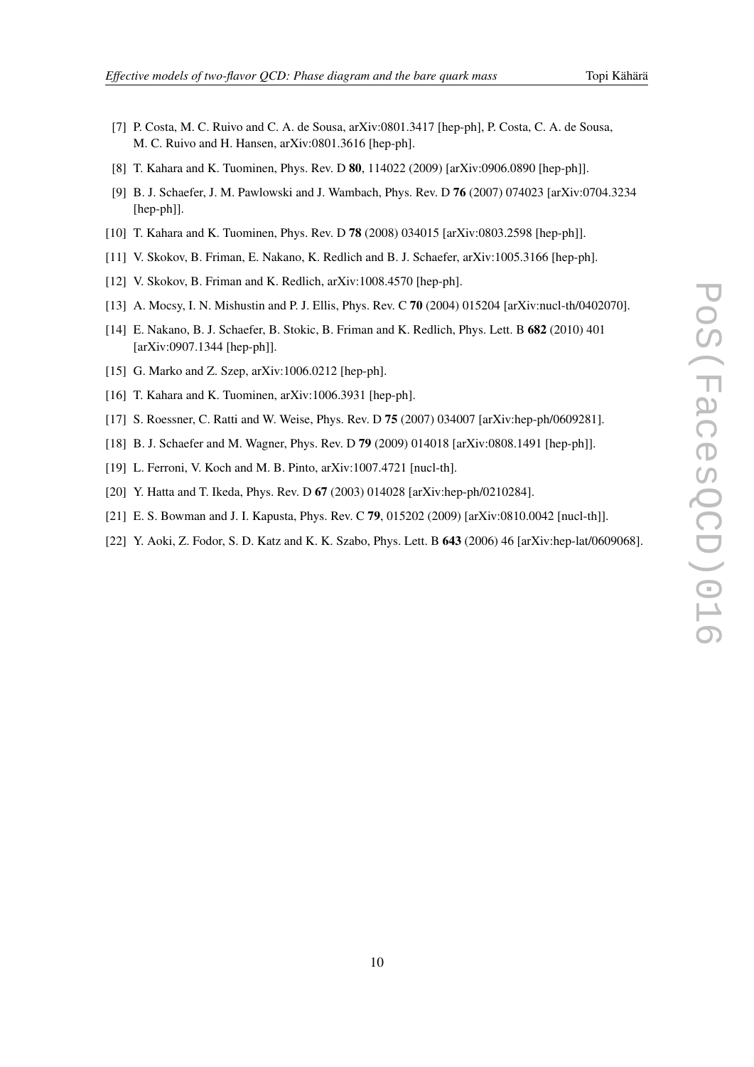[7] P. Costa, M. C. Ruivo and C. A. de Sousa, arXiv:0801.3417 [hep-ph], P. Costa, C. A. de Sousa, M. C. Ruivo and H. Hansen, arXiv:0801.3616 [hep-ph].

[8] T. Kahara and K. Tuominen, Phys. Rev. D **80**, 114022 (2009) [arXiv:0906.0890 [hep-ph]].

[9] B. J. Schaefer, J. M. Pawlowski and J. Wambach, Phys. Rev. D **76** (2007) 074023 [arXiv:0704.3234 [hep-ph]].

[10] T. Kahara and K. Tuominen, Phys. Rev. D **78** (2008) 034015 [arXiv:0803.2598 [hep-ph]].

[11] V. Skokov, B. Friman, E. Nakano, K. Redlich and B. J. Schaefer, arXiv:1005.3166 [hep-ph].

[12] V. Skokov, B. Friman and K. Redlich, arXiv:1008.4570 [hep-ph].

[13] A. Mocsy, I. N. Mishustin and P. J. Ellis, Phys. Rev. C **70** (2004) 015204 [arXiv:nucl-th/0402070].

[14] E. Nakano, B. J. Schaefer, B. Stokic, B. Friman and K. Redlich, Phys. Lett. B **682** (2010) 401 [arXiv:0907.1344 [hep-ph]].

[15] G. Marko and Z. Szep, arXiv:1006.0212 [hep-ph].

[16] T. Kahara and K. Tuominen, arXiv:1006.3931 [hep-ph].

[17] S. Roessner, C. Ratti and W. Weise, Phys. Rev. D **75** (2007) 034007 [arXiv:hep-ph/0609281].

[18] B. J. Schaefer and M. Wagner, Phys. Rev. D **79** (2009) 014018 [arXiv:0808.1491 [hep-ph]].

[19] L. Ferroni, V. Koch and M. B. Pinto, arXiv:1007.4721 [nucl-th].

[20] Y. Hatta and T. Ikeda, Phys. Rev. D **67** (2003) 014028 [arXiv:hep-ph/0210284].

[21] E. S. Bowman and J. I. Kapusta, Phys. Rev. C **79**, 015202 (2009) [arXiv:0810.0042 [nucl-th]].

[22] Y. Aoki, Z. Fodor, S. D. Katz and K. K. Szabo, Phys. Lett. B **643** (2006) 46 [arXiv:hep-lat/0609068].